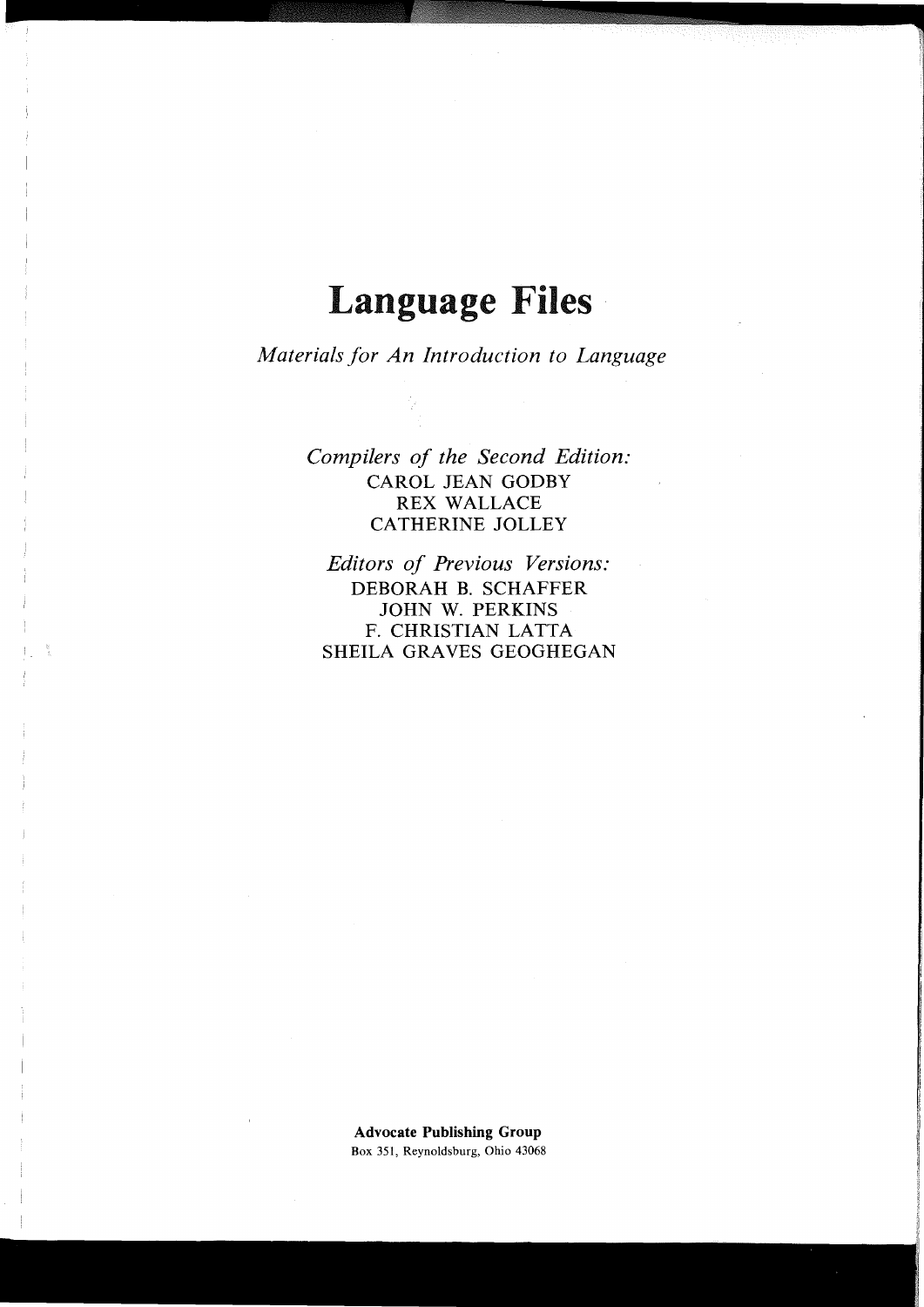# Language Files

*Materials for An Introduction to Language*

*Compilers of the Second Edition:*
CAROL JEAN GODBY
REX WALLACE
CATHERINE JOLLEY

*Editors of Previous Versions:*
DEBORAH B. SCHAFFER
JOHN W. PERKINS
F. CHRISTIAN LATTA
SHEILA GRAVES GEOGHEGAN

**Advocate Publishing Group**
Box 351, Reynoldsburg, Ohio 43068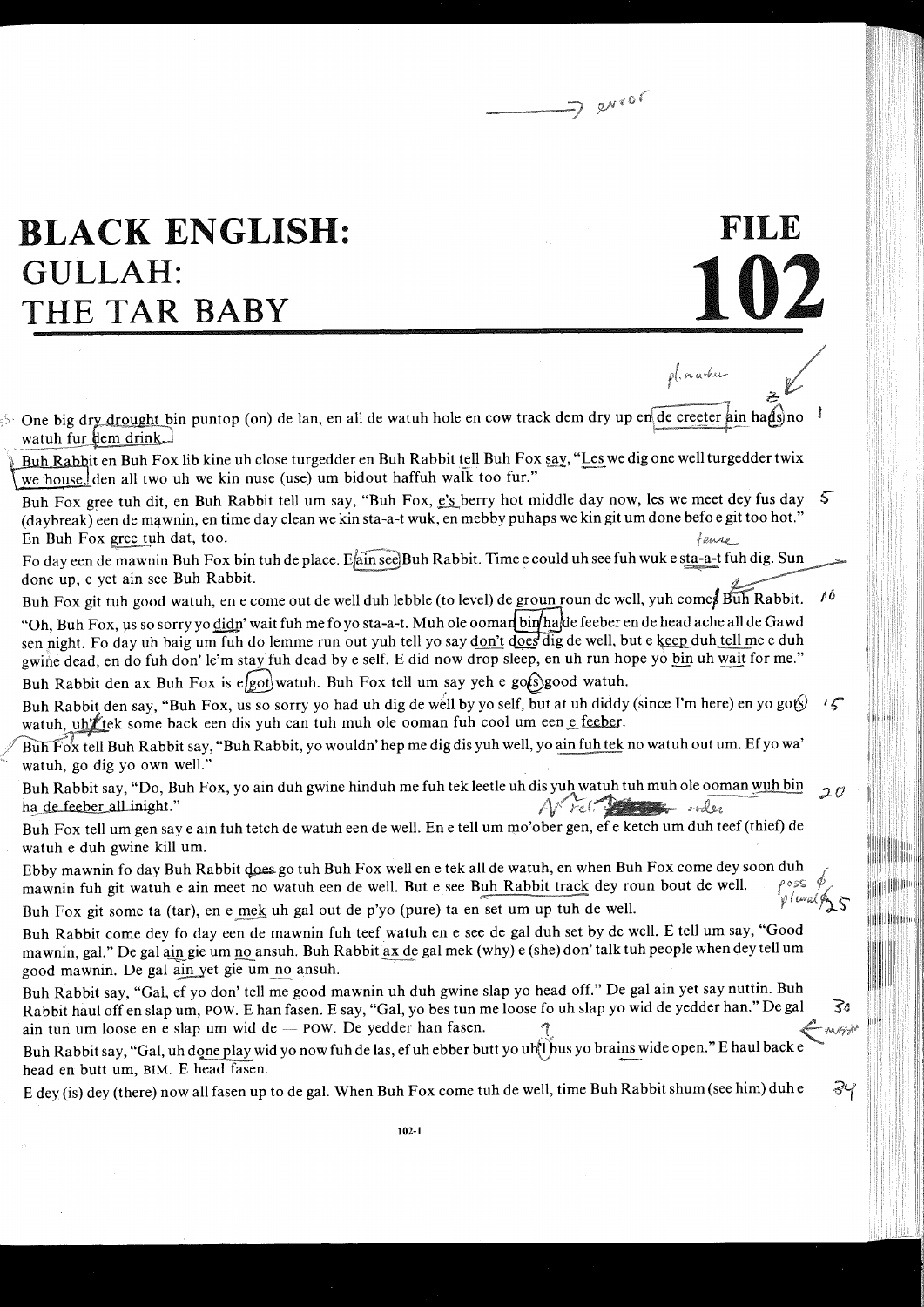# BLACK ENGLISH: GULLAH: THE TAR BABY

# FILE 102

One big dry drought bin puntop (on) de lan, en all de watuh hole en cow track dem dry up en de creeter ain hads no watuh fur dem drink.

Buh Rabbit en Buh Fox lib kine uh close turgedder en Buh Rabbit tell Buh Fox say, "Les we dig one well turgedder twix we house, den all two uh we kin nuse (use) um bidout haffuh walk too fur."

Buh Fox gree tuh dit, en Buh Rabbit tell um say, "Buh Fox, e's berry hot middle day now, les we meet dey fus day (daybreak) een de mawnin, en time day clean we kin sta-a-t wuk, en mebby puhaps we kin git um done befo e git too hot." En Buh Fox gree tuh dat, too.

Fo day een de mawnin Buh Fox bin tuh de place. E ain see Buh Rabbit. Time e could uh see fuh wuk e sta-a-t fuh dig. Sun done up, e yet ain see Buh Rabbit.

Buh Fox git tuh good watuh, en e come out de well duh lebble (to level) de groun roun de well, yuh come Buh Rabbit. "Oh, Buh Fox, us so sorry yo didn' wait fuh me fo yo sta-a-t. Muh ole ooman bin ha de feeber en de head ache all de Gawd sen night. Fo day uh baig um fuh do lemme run out yuh tell yo say don't does dig de well, but e keep duh tell me e duh gwine dead, en do fuh don' le'm stay fuh dead by e self. E did now drop sleep, en uh run hope yo bin uh wait for me."

Buh Rabbit den ax Buh Fox is e got watuh. Buh Fox tell um say yeh e gots good watuh.

Buh Rabbit den say, "Buh Fox, us so sorry yo had uh dig de well by yo self, but at uh diddy (since I'm here) en yo gots watuh, uh'l tek some back een dis yuh can tuh muh ole ooman fuh cool um een e feeber.

Buh Fox tell Buh Rabbit say, "Buh Rabbit, yo wouldn' hep me dig dis yuh well, yo ain fuh tek no watuh out um. Ef yo wa' watuh, go dig yo own well."

Buh Rabbit say, "Do, Buh Fox, yo ain duh gwine hinduh me fuh tek leetle uh dis yuh watuh tuh muh ole ooman wuh bin ha de feeber all inight."

Buh Fox tell um gen say e ain fuh tetch de watuh een de well. En e tell um mo'ober gen, ef e ketch um duh teef (thief) de watuh e duh gwine kill um.

Ebby mawnin fo day Buh Rabbit does go tuh Buh Fox well en e tek all de watuh, en when Buh Fox come dey soon duh mawnin fuh git watuh e ain meet no watuh een de well. But e see Buh Rabbit track dey roun bout de well.

Buh Fox git some ta (tar), en e mek uh gal out de p'yo (pure) ta en set um up tuh de well.

Buh Rabbit come dey fo day een de mawnin fuh teef watuh en e see de gal duh set by de well. E tell um say, "Good mawnin, gal." De gal ain gie um no ansuh. Buh Rabbit ax de gal mek (why) e (she) don' talk tuh people when dey tell um good mawnin. De gal ain yet gie um no ansuh.

Buh Rabbit say, "Gal, ef yo don' tell me good mawnin uh duh gwine slap yo head off." De gal ain yet say nuttin. Buh Rabbit haul off en slap um, POW. E han fasen. E say, "Gal, yo bes tun me loose fo uh slap yo wid de yedder han." De gal ain tun um loose en e slap um wid de — POW. De yedder han fasen.

Buh Rabbit say, "Gal, uh done play wid yo now fuh de las, ef uh ebber butt yo uh'l bus yo brains wide open." E haul back e head en butt um, BIM. E head fasen.

E dey (is) dey (there) now all fasen up to de gal. When Buh Fox come tuh de well, time Buh Rabbit shum (see him) duh e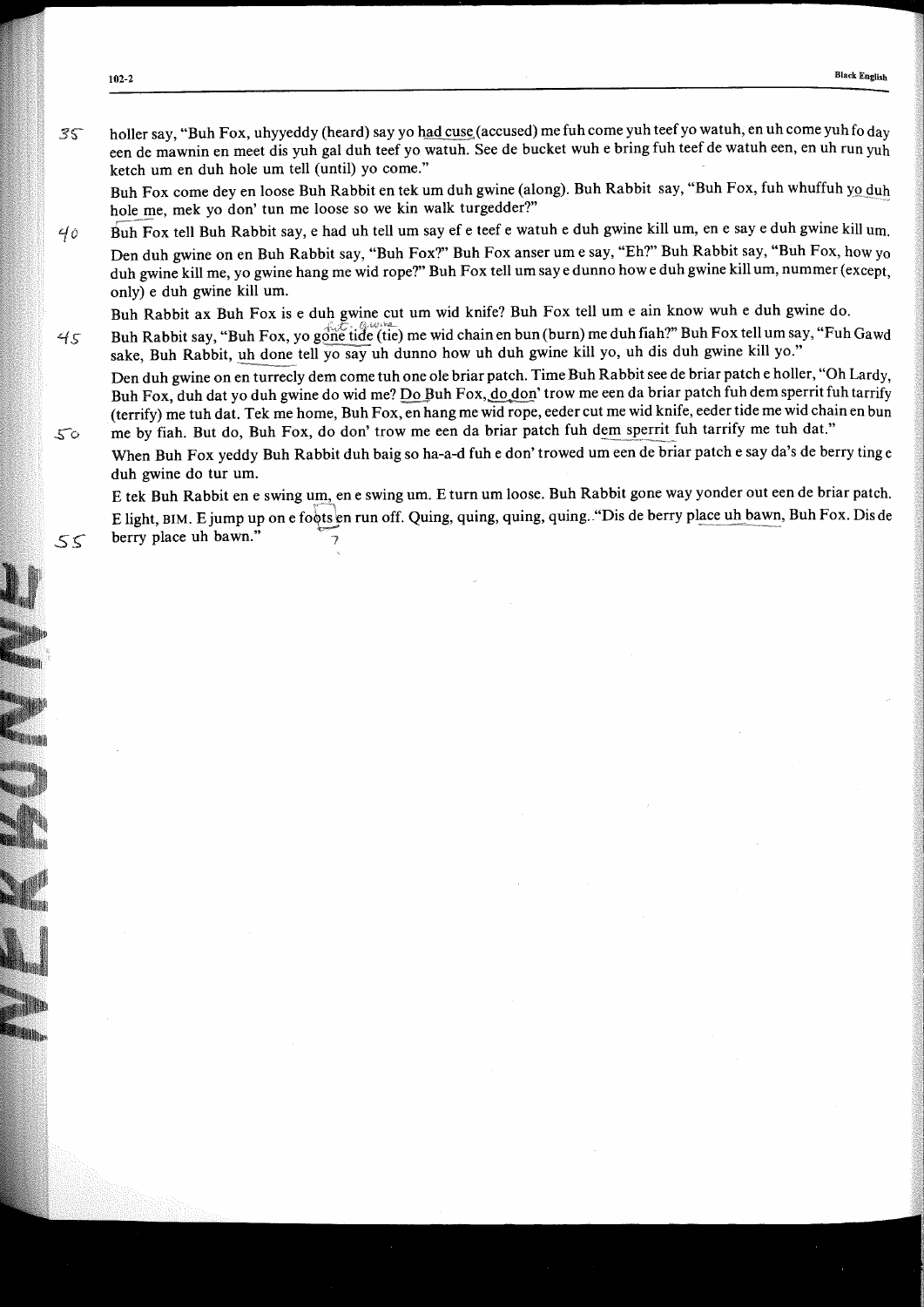holler say, "Buh Fox, uhyyeddy (heard) say yo had cuse (accused) me fuh come yuh teef yo watuh, en uh come yuh fo day een de mawnin en meet dis yuh gal duh teef yo watuh. See de bucket wuh e bring fuh teef de watuh een, en uh run yuh ketch um en duh hole um tell (until) yo come."

Buh Fox come dey en loose Buh Rabbit en tek um duh gwine (along). Buh Rabbit say, "Buh Fox, fuh whuffuh yo duh hole me, mek yo don' tun me loose so we kin walk turgedder?"

Buh Fox tell Buh Rabbit say, e had uh tell um say ef e teef e watuh e duh gwine kill um, en e say e duh gwine kill um.

Den duh gwine on en Buh Rabbit say, "Buh Fox?" Buh Fox anser um e say, "Eh?" Buh Rabbit say, "Buh Fox, how yo duh gwine kill me, yo gwine hang me wid rope?" Buh Fox tell um say e dunno how e duh gwine kill um, nummer (except, only) e duh gwine kill um.

Buh Rabbit ax Buh Fox is e duh gwine cut um wid knife? Buh Fox tell um e ain know wuh e duh gwine do.

Buh Rabbit say, "Buh Fox, yo gone tide (tie) me wid chain en bun (burn) me duh fiah?" Buh Fox tell um say, "Fuh Gawd sake, Buh Rabbit, uh done tell yo say uh dunno how uh duh gwine kill yo, uh dis duh gwine kill yo."

Den duh gwine on en turrecly dem come tuh one ole briar patch. Time Buh Rabbit see de briar patch e holler, "Oh Lardy, Buh Fox, duh dat yo duh gwine do wid me? Do Buh Fox, do don' trow me een da briar patch fuh dem sperrit fuh tarrify (terrify) me tuh dat. Tek me home, Buh Fox, en hang me wid rope, eeder cut me wid knife, eeder tide me wid chain en bun me by fiah. But do, Buh Fox, do don' trow me een da briar patch fuh dem sperrit fuh tarrify me tuh dat."

When Buh Fox yeddy Buh Rabbit duh baig so ha-a-d fuh e don' trowed um een de briar patch e say da's de berry ting e duh gwine do tur um.

E tek Buh Rabbit en e swing um, en e swing um. E turn um loose. Buh Rabbit gone way yonder out een de briar patch. E light, BIM. E jump up on e foots en run off. Quing, quing, quing, quing. "Dis de berry place uh bawn, Buh Fox. Dis de berry place uh bawn."